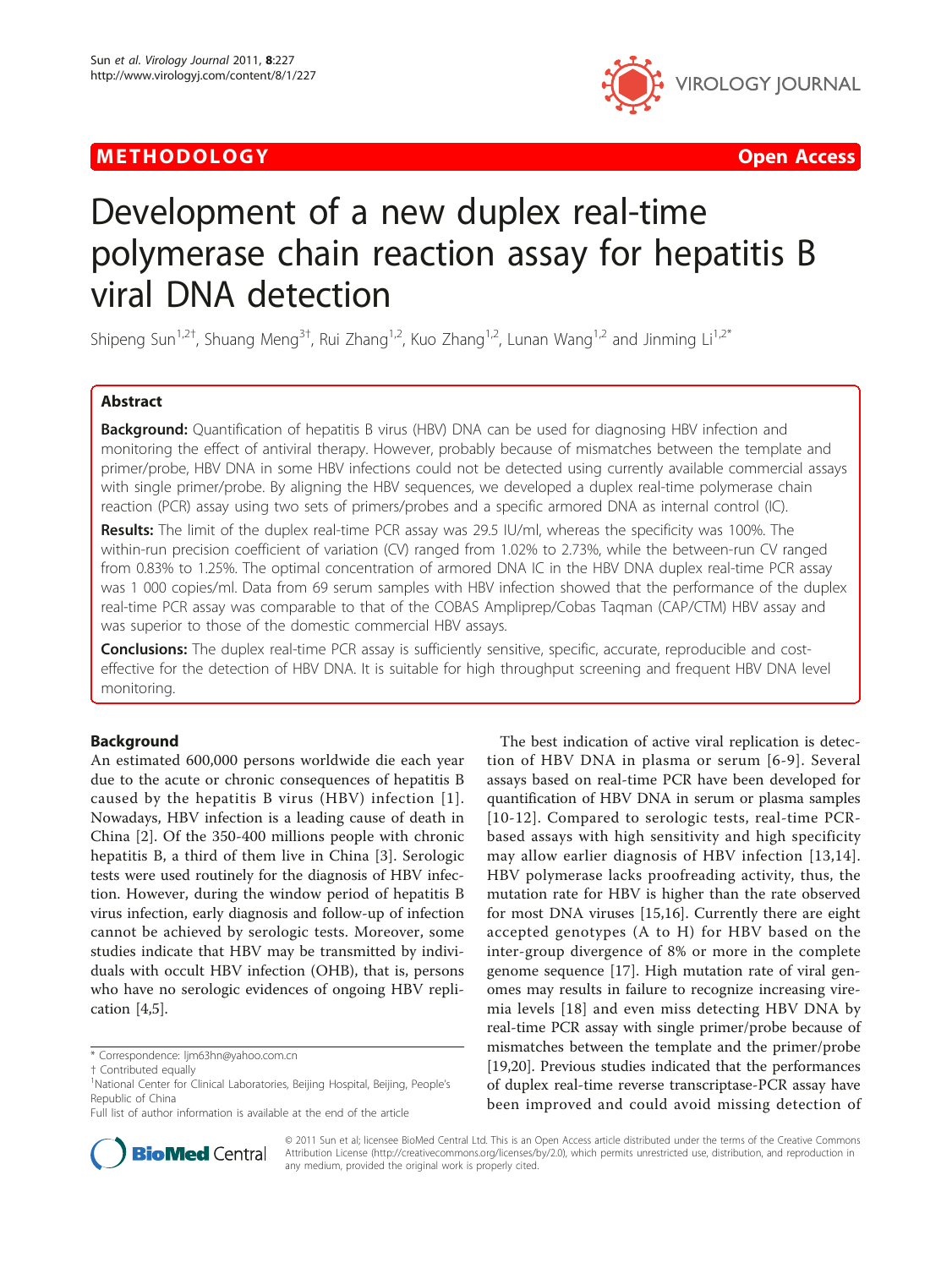METHODOLOGY Open Access

# Development of a new duplex real-time polymerase chain reaction assay for hepatitis B viral DNA detection

Shipeng Sun[1,2†], Shuang Meng[3†], Rui Zhang[1,2], Kuo Zhang[1,2], Lunan Wang[1,2] and Jinming Li[1,2*]

## Abstract

**Background:** Quantification of hepatitis B virus (HBV) DNA can be used for diagnosing HBV infection and monitoring the effect of antiviral therapy. However, probably because of mismatches between the template and primer/probe, HBV DNA in some HBV infections could not be detected using currently available commercial assays with single primer/probe. By aligning the HBV sequences, we developed a duplex real-time polymerase chain reaction (PCR) assay using two sets of primers/probes and a specific armored DNA as internal control (IC).

**Results:** The limit of the duplex real-time PCR assay was 29.5 IU/ml, whereas the specificity was 100%. The within-run precision coefficient of variation (CV) ranged from 1.02% to 2.73%, while the between-run CV ranged from 0.83% to 1.25%. The optimal concentration of armored DNA IC in the HBV DNA duplex real-time PCR assay was 1 000 copies/ml. Data from 69 serum samples with HBV infection showed that the performance of the duplex real-time PCR assay was comparable to that of the COBAS Ampliprep/Cobas Taqman (CAP/CTM) HBV assay and was superior to those of the domestic commercial HBV assays.

**Conclusions:** The duplex real-time PCR assay is sufficiently sensitive, specific, accurate, reproducible and cost-effective for the detection of HBV DNA. It is suitable for high throughput screening and frequent HBV DNA level monitoring.

## Background

An estimated 600,000 persons worldwide die each year due to the acute or chronic consequences of hepatitis B caused by the hepatitis B virus (HBV) infection [1]. Nowadays, HBV infection is a leading cause of death in China [2]. Of the 350-400 millions people with chronic hepatitis B, a third of them live in China [3]. Serologic tests were used routinely for the diagnosis of HBV infection. However, during the window period of hepatitis B virus infection, early diagnosis and follow-up of infection cannot be achieved by serologic tests. Moreover, some studies indicate that HBV may be transmitted by individuals with occult HBV infection (OHB), that is, persons who have no serologic evidences of ongoing HBV replication [4,5].

The best indication of active viral replication is detection of HBV DNA in plasma or serum [6-9]. Several assays based on real-time PCR have been developed for quantification of HBV DNA in serum or plasma samples [10-12]. Compared to serologic tests, real-time PCR-based assays with high sensitivity and high specificity may allow earlier diagnosis of HBV infection [13,14]. HBV polymerase lacks proofreading activity, thus, the mutation rate for HBV is higher than the rate observed for most DNA viruses [15,16]. Currently there are eight accepted genotypes (A to H) for HBV based on the inter-group divergence of 8% or more in the complete genome sequence [17]. High mutation rate of viral genomes may results in failure to recognize increasing viremia levels [18] and even miss detecting HBV DNA by real-time PCR assay with single primer/probe because of mismatches between the template and the primer/probe [19,20]. Previous studies indicated that the performances of duplex real-time reverse transcriptase-PCR assay have been improved and could avoid missing detection of

\* Correspondence: ljm63hn@yahoo.com.cn
† Contributed equally
[1]National Center for Clinical Laboratories, Beijing Hospital, Beijing, People's Republic of China
Full list of author information is available at the end of the article

© 2011 Sun et al; licensee BioMed Central Ltd. This is an Open Access article distributed under the terms of the Creative Commons Attribution License (http://creativecommons.org/licenses/by/2.0), which permits unrestricted use, distribution, and reproduction in any medium, provided the original work is properly cited.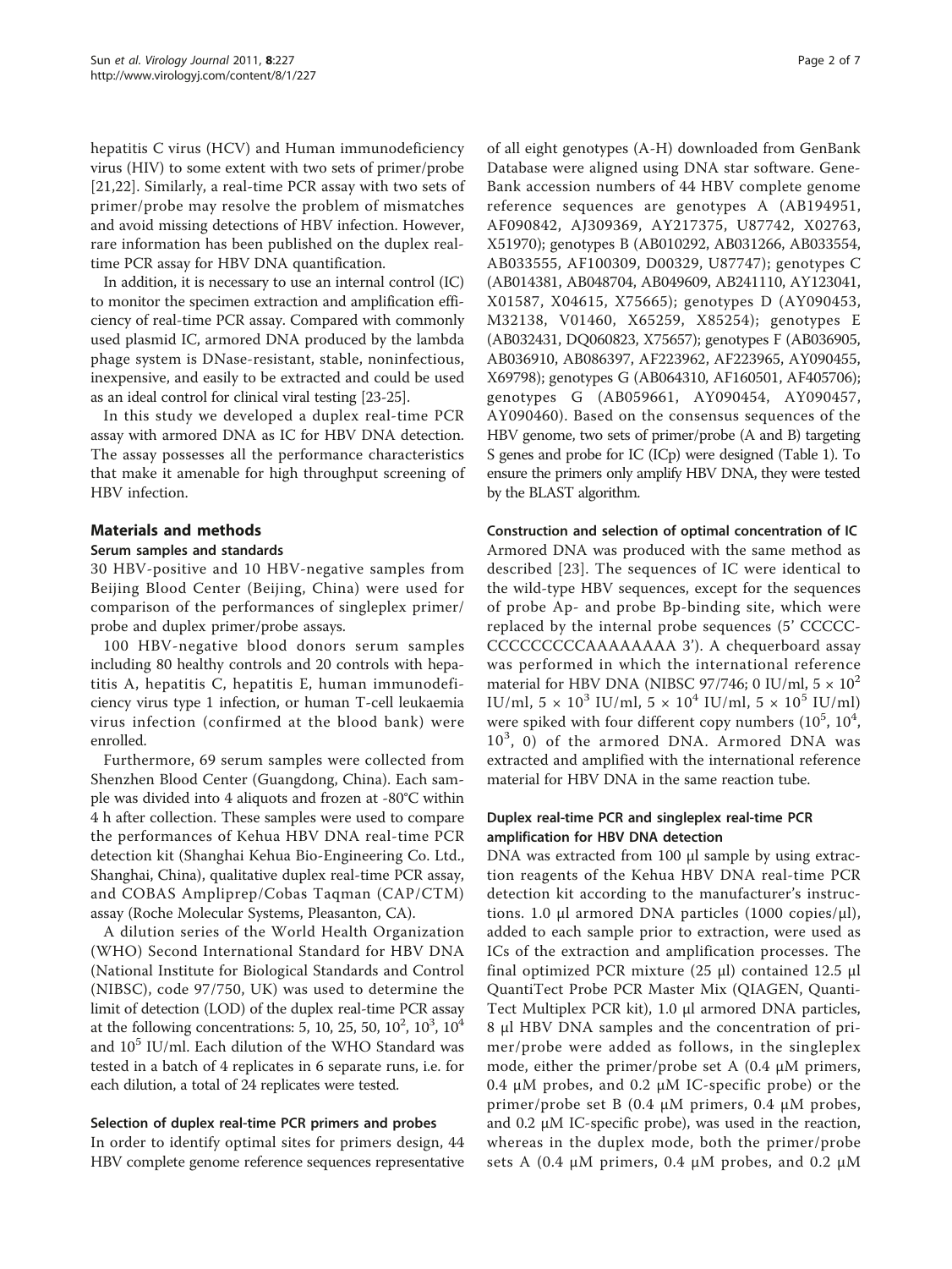hepatitis C virus (HCV) and Human immunodeficiency virus (HIV) to some extent with two sets of primer/probe [21,22]. Similarly, a real-time PCR assay with two sets of primer/probe may resolve the problem of mismatches and avoid missing detections of HBV infection. However, rare information has been published on the duplex real-time PCR assay for HBV DNA quantification.

In addition, it is necessary to use an internal control (IC) to monitor the specimen extraction and amplification efficiency of real-time PCR assay. Compared with commonly used plasmid IC, armored DNA produced by the lambda phage system is DNase-resistant, stable, noninfectious, inexpensive, and easily to be extracted and could be used as an ideal control for clinical viral testing [23-25].

In this study we developed a duplex real-time PCR assay with armored DNA as IC for HBV DNA detection. The assay possesses all the performance characteristics that make it amenable for high throughput screening of HBV infection.

## Materials and methods

### Serum samples and standards

30 HBV-positive and 10 HBV-negative samples from Beijing Blood Center (Beijing, China) were used for comparison of the performances of singleplex primer/probe and duplex primer/probe assays.

100 HBV-negative blood donors serum samples including 80 healthy controls and 20 controls with hepatitis A, hepatitis C, hepatitis E, human immunodeficiency virus type 1 infection, or human T-cell leukaemia virus infection (confirmed at the blood bank) were enrolled.

Furthermore, 69 serum samples were collected from Shenzhen Blood Center (Guangdong, China). Each sample was divided into 4 aliquots and frozen at -80°C within 4 h after collection. These samples were used to compare the performances of Kehua HBV DNA real-time PCR detection kit (Shanghai Kehua Bio-Engineering Co. Ltd., Shanghai, China), qualitative duplex real-time PCR assay, and COBAS Ampliprep/Cobas Taqman (CAP/CTM) assay (Roche Molecular Systems, Pleasanton, CA).

A dilution series of the World Health Organization (WHO) Second International Standard for HBV DNA (National Institute for Biological Standards and Control (NIBSC), code 97/750, UK) was used to determine the limit of detection (LOD) of the duplex real-time PCR assay at the following concentrations: 5, 10, 25, 50, $10^2$, $10^3$, $10^4$ and $10^5$ IU/ml. Each dilution of the WHO Standard was tested in a batch of 4 replicates in 6 separate runs, i.e. for each dilution, a total of 24 replicates were tested.

### Selection of duplex real-time PCR primers and probes

In order to identify optimal sites for primers design, 44 HBV complete genome reference sequences representative of all eight genotypes (A-H) downloaded from GenBank Database were aligned using DNA star software. Gene-Bank accession numbers of 44 HBV complete genome reference sequences are genotypes A (AB194951, AF090842, AJ309369, AY217375, U87742, X02763, X51970); genotypes B (AB010292, AB031266, AB033554, AB033555, AF100309, D00329, U87747); genotypes C (AB014381, AB048704, AB049609, AB241110, AY123041, X01587, X04615, X75665); genotypes D (AY090453, M32138, V01460, X65259, X85254); genotypes E (AB032431, DQ060823, X75657); genotypes F (AB036905, AB036910, AB086397, AF223962, AF223965, AY090455, X69798); genotypes G (AB064310, AF160501, AF405706); genotypes G (AB059661, AY090454, AY090457, AY090460). Based on the consensus sequences of the HBV genome, two sets of primer/probe (A and B) targeting S genes and probe for IC (ICp) were designed (Table 1). To ensure the primers only amplify HBV DNA, they were tested by the BLAST algorithm.

### Construction and selection of optimal concentration of IC

Armored DNA was produced with the same method as described [23]. The sequences of IC were identical to the wild-type HBV sequences, except for the sequences of probe Ap- and probe Bp-binding site, which were replaced by the internal probe sequences (5' CCCCC-CCCCCCCCCCAAAAAAAA 3'). A chequerboard assay was performed in which the international reference material for HBV DNA (NIBSC 97/746; 0 IU/ml, $5 \times 10^2$ IU/ml, $5 \times 10^3$ IU/ml, $5 \times 10^4$ IU/ml, $5 \times 10^5$ IU/ml) were spiked with four different copy numbers ($10^5$, $10^4$, $10^3$, 0) of the armored DNA. Armored DNA was extracted and amplified with the international reference material for HBV DNA in the same reaction tube.

### Duplex real-time PCR and singleplex real-time PCR amplification for HBV DNA detection

DNA was extracted from 100 μl sample by using extraction reagents of the Kehua HBV DNA real-time PCR detection kit according to the manufacturer's instructions. 1.0 μl armored DNA particles (1000 copies/μl), added to each sample prior to extraction, were used as ICs of the extraction and amplification processes. The final optimized PCR mixture (25 μl) contained 12.5 μl QuantiTect Probe PCR Master Mix (QIAGEN, QuantiTect Multiplex PCR kit), 1.0 μl armored DNA particles, 8 μl HBV DNA samples and the concentration of primer/probe were added as follows, in the singleplex mode, either the primer/probe set A (0.4 μM primers, 0.4 μM probes, and 0.2 μM IC-specific probe) or the primer/probe set B (0.4 μM primers, 0.4 μM probes, and 0.2 μM IC-specific probe), was used in the reaction, whereas in the duplex mode, both the primer/probe sets A (0.4 μM primers, 0.4 μM probes, and 0.2 μM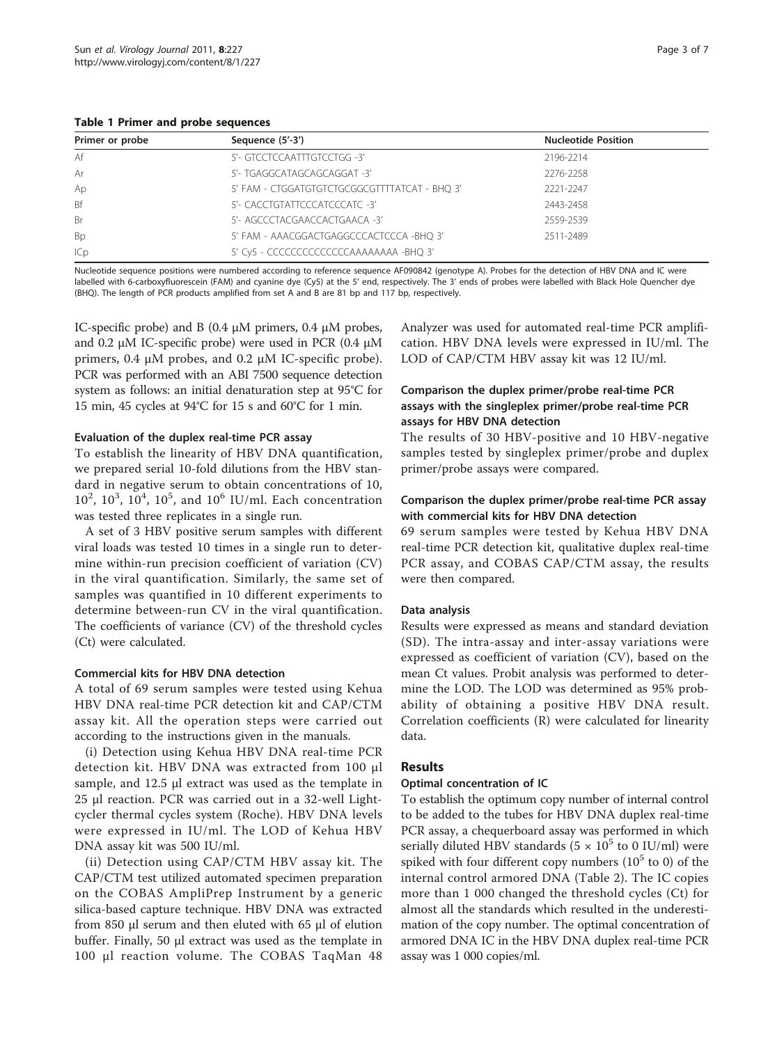**Table 1 Primer and probe sequences**

| Primer or probe | Sequence (5'-3') | Nucleotide Position |
| --- | --- | --- |
| Af | 5'- GTCCTCCAATTTGTCCTGG -3' | 2196-2214 |
| Ar | 5'- TGAGGCATAGCAGCAGGAT -3' | 2276-2258 |
| Ap | 5' FAM - CTGGATGTGTCTGCGGCGTTTTATCAT - BHQ 3' | 2221-2247 |
| Bf | 5'- CACCTGTATTCCCATCCCATC -3' | 2443-2458 |
| Br | 5'- AGCCCTACGAACCACTGAACA -3' | 2559-2539 |
| Bp | 5' FAM - AAACGGACTGAGGCCCACTCCCA -BHQ 3' | 2511-2489 |
| ICp | 5' Cy5 - CCCCCCCCCCCCCCAAAAAAAA -BHQ 3' | |

Nucleotide sequence positions were numbered according to reference sequence AF090842 (genotype A). Probes for the detection of HBV DNA and IC were labelled with 6-carboxyfluorescein (FAM) and cyanine dye (Cy5) at the 5' end, respectively. The 3' ends of probes were labelled with Black Hole Quencher dye (BHQ). The length of PCR products amplified from set A and B are 81 bp and 117 bp, respectively.

IC-specific probe) and B (0.4 μM primers, 0.4 μM probes, and 0.2 μM IC-specific probe) were used in PCR (0.4 μM primers, 0.4 μM probes, and 0.2 μM IC-specific probe). PCR was performed with an ABI 7500 sequence detection system as follows: an initial denaturation step at 95°C for 15 min, 45 cycles at 94°C for 15 s and 60°C for 1 min.

#### Evaluation of the duplex real-time PCR assay

To establish the linearity of HBV DNA quantification, we prepared serial 10-fold dilutions from the HBV standard in negative serum to obtain concentrations of 10, $10^2$, $10^3$, $10^4$, $10^5$, and $10^6$ IU/ml. Each concentration was tested three replicates in a single run.

A set of 3 HBV positive serum samples with different viral loads was tested 10 times in a single run to determine within-run precision coefficient of variation (CV) in the viral quantification. Similarly, the same set of samples was quantified in 10 different experiments to determine between-run CV in the viral quantification. The coefficients of variance (CV) of the threshold cycles (Ct) were calculated.

#### Commercial kits for HBV DNA detection

A total of 69 serum samples were tested using Kehua HBV DNA real-time PCR detection kit and CAP/CTM assay kit. All the operation steps were carried out according to the instructions given in the manuals.

(i) Detection using Kehua HBV DNA real-time PCR detection kit. HBV DNA was extracted from 100 μl sample, and 12.5 μl extract was used as the template in 25 μl reaction. PCR was carried out in a 32-well Light-cycler thermal cycles system (Roche). HBV DNA levels were expressed in IU/ml. The LOD of Kehua HBV DNA assay kit was 500 IU/ml.

(ii) Detection using CAP/CTM HBV assay kit. The CAP/CTM test utilized automated specimen preparation on the COBAS AmpliPrep Instrument by a generic silica-based capture technique. HBV DNA was extracted from 850 μl serum and then eluted with 65 μl of elution buffer. Finally, 50 μl extract was used as the template in 100 μl reaction volume. The COBAS TaqMan 48 Analyzer was used for automated real-time PCR amplification. HBV DNA levels were expressed in IU/ml. The LOD of CAP/CTM HBV assay kit was 12 IU/ml.

#### Comparison the duplex primer/probe real-time PCR assays with the singleplex primer/probe real-time PCR assays for HBV DNA detection

The results of 30 HBV-positive and 10 HBV-negative samples tested by singleplex primer/probe and duplex primer/probe assays were compared.

#### Comparison the duplex primer/probe real-time PCR assay with commercial kits for HBV DNA detection

69 serum samples were tested by Kehua HBV DNA real-time PCR detection kit, qualitative duplex real-time PCR assay, and COBAS CAP/CTM assay, the results were then compared.

#### Data analysis

Results were expressed as means and standard deviation (SD). The intra-assay and inter-assay variations were expressed as coefficient of variation (CV), based on the mean Ct values. Probit analysis was performed to determine the LOD. The LOD was determined as 95% probability of obtaining a positive HBV DNA result. Correlation coefficients (R) were calculated for linearity data.

## Results

#### Optimal concentration of IC

To establish the optimum copy number of internal control to be added to the tubes for HBV DNA duplex real-time PCR assay, a chequerboard assay was performed in which serially diluted HBV standards ($5 \times 10^5$ to 0 IU/ml) were spiked with four different copy numbers ($10^5$ to 0) of the internal control armored DNA (Table 2). The IC copies more than 1 000 changed the threshold cycles (Ct) for almost all the standards which resulted in the underestimation of the copy number. The optimal concentration of armored DNA IC in the HBV DNA duplex real-time PCR assay was 1 000 copies/ml.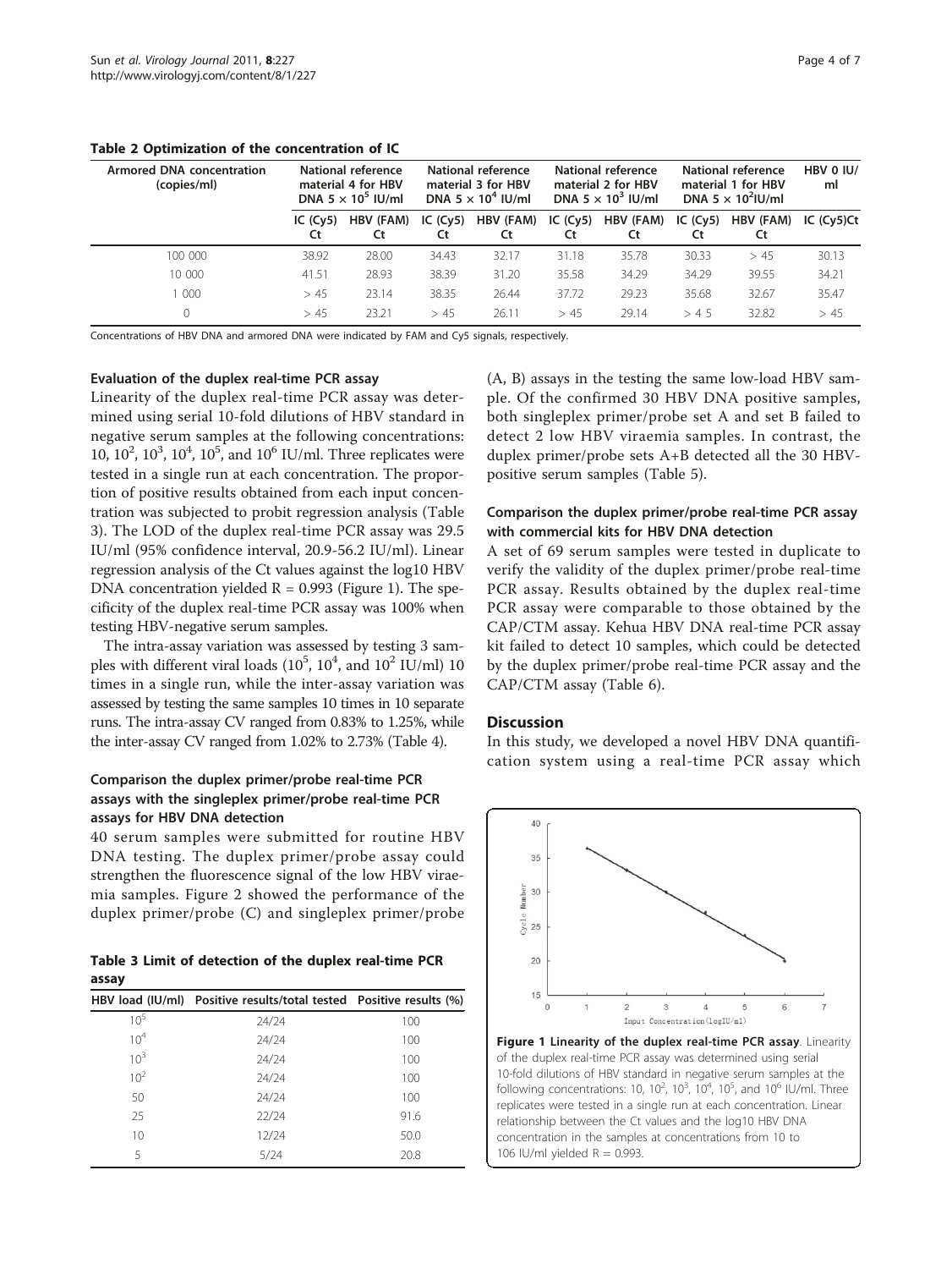**Table 2 Optimization of the concentration of IC**

| Armored DNA concentration (copies/ml) | National reference material 4 for HBV DNA $5 \times 10^5$ IU/ml | | National reference material 3 for HBV DNA $5 \times 10^4$ IU/ml | | National reference material 2 for HBV DNA $5 \times 10^3$ IU/ml | | National reference material 1 for HBV DNA $5 \times 10^2$IU/ml | | HBV 0 IU/ml |
|---|---|---|---|---|---|---|---|---|---|
| | IC (Cy5) Ct | HBV (FAM) Ct | IC (Cy5) Ct | HBV (FAM) Ct | IC (Cy5) Ct | HBV (FAM) Ct | IC (Cy5) Ct | HBV (FAM) Ct | IC (Cy5)Ct |
| 100 000 | 38.92 | 28.00 | 34.43 | 32.17 | 31.18 | 35.78 | 30.33 | > 45 | 30.13 |
| 10 000 | 41.51 | 28.93 | 38.39 | 31.20 | 35.58 | 34.29 | 34.29 | 39.55 | 34.21 |
| 1 000 | > 45 | 23.14 | 38.35 | 26.44 | 37.72 | 29.23 | 35.68 | 32.67 | 35.47 |
| 0 | > 45 | 23.21 | > 45 | 26.11 | > 45 | 29.14 | > 4 5 | 32.82 | > 45 |

Concentrations of HBV DNA and armored DNA were indicated by FAM and Cy5 signals, respectively.

#### Evaluation of the duplex real-time PCR assay

Linearity of the duplex real-time PCR assay was determined using serial 10-fold dilutions of HBV standard in negative serum samples at the following concentrations: 10, $10^2$, $10^3$, $10^4$, $10^5$, and $10^6$ IU/ml. Three replicates were tested in a single run at each concentration. The proportion of positive results obtained from each input concentration was subjected to probit regression analysis (Table 3). The LOD of the duplex real-time PCR assay was 29.5 IU/ml (95% confidence interval, 20.9-56.2 IU/ml). Linear regression analysis of the Ct values against the log10 HBV DNA concentration yielded $R = 0.993$ (Figure 1). The specificity of the duplex real-time PCR assay was 100% when testing HBV-negative serum samples.

The intra-assay variation was assessed by testing 3 samples with different viral loads ($10^5$, $10^4$, and $10^2$ IU/ml) 10 times in a single run, while the inter-assay variation was assessed by testing the same samples 10 times in 10 separate runs. The intra-assay CV ranged from 0.83% to 1.25%, while the inter-assay CV ranged from 1.02% to 2.73% (Table 4).

#### Comparison the duplex primer/probe real-time PCR assays with the singleplex primer/probe real-time PCR assays for HBV DNA detection

40 serum samples were submitted for routine HBV DNA testing. The duplex primer/probe assay could strengthen the fluorescence signal of the low HBV viraemia samples. Figure 2 showed the performance of the duplex primer/probe (C) and singleplex primer/probe (A, B) assays in the testing the same low-load HBV sample. Of the confirmed 30 HBV DNA positive samples, both singleplex primer/probe set A and set B failed to detect 2 low HBV viraemia samples. In contrast, the duplex primer/probe sets A+B detected all the 30 HBV-positive serum samples (Table 5).

**Table 3 Limit of detection of the duplex real-time PCR assay**

| HBV load (IU/ml) | Positive results/total tested | Positive results (%) |
|---|---|---|
| $10^5$ | 24/24 | 100 |
| $10^4$ | 24/24 | 100 |
| $10^3$ | 24/24 | 100 |
| $10^2$ | 24/24 | 100 |
| 50 | 24/24 | 100 |
| 25 | 22/24 | 91.6 |
| 10 | 12/24 | 50.0 |
| 5 | 5/24 | 20.8 |

#### Comparison the duplex primer/probe real-time PCR assay with commercial kits for HBV DNA detection

A set of 69 serum samples were tested in duplicate to verify the validity of the duplex primer/probe real-time PCR assay. Results obtained by the duplex real-time PCR assay were comparable to those obtained by the CAP/CTM assay. Kehua HBV DNA real-time PCR assay kit failed to detect 10 samples, which could be detected by the duplex primer/probe real-time PCR assay and the CAP/CTM assay (Table 6).

## Discussion

In this study, we developed a novel HBV DNA quantification system using a real-time PCR assay which

**Figure 1 Linearity of the duplex real-time PCR assay**. Linearity of the duplex real-time PCR assay was determined using serial 10-fold dilutions of HBV standard in negative serum samples at the following concentrations: 10, $10^2$, $10^3$, $10^4$, $10^5$, and $10^6$ IU/ml. Three replicates were tested in a single run at each concentration. Linear relationship between the Ct values and the log10 HBV DNA concentration in the samples at concentrations from 10 to 106 IU/ml yielded $R = 0.993$.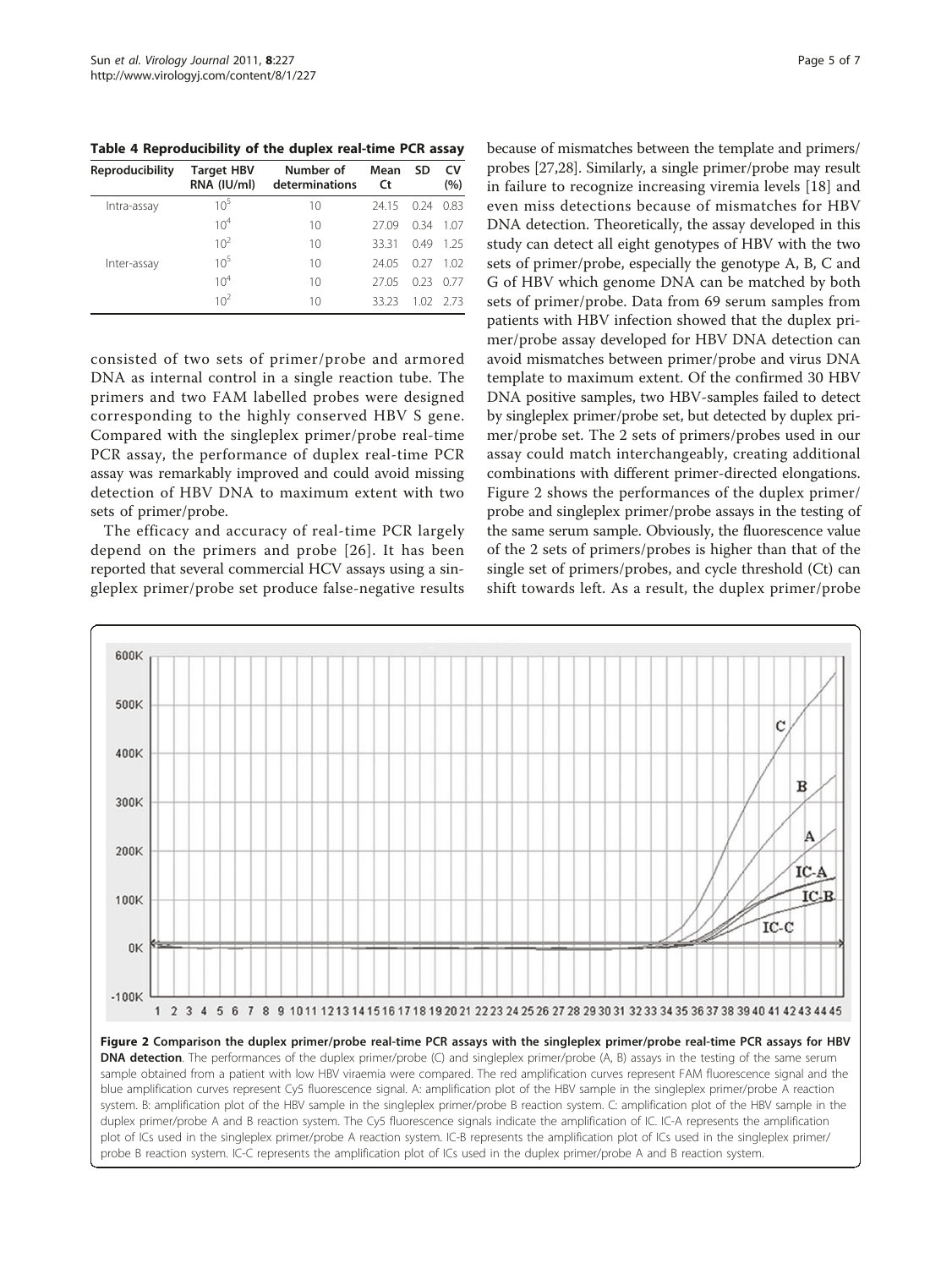**Table 4 Reproducibility of the duplex real-time PCR assay**

| Reproducibility | Target HBV RNA (IU/ml) | Number of determinations | Mean Ct | SD | CV (%) |
|---|---|---|---|---|---|
| Intra-assay | $10^5$ | 10 | 24.15 | 0.24 | 0.83 |
| | $10^4$ | 10 | 27.09 | 0.34 | 1.07 |
| | $10^2$ | 10 | 33.31 | 0.49 | 1.25 |
| Inter-assay | $10^5$ | 10 | 24.05 | 0.27 | 1.02 |
| | $10^4$ | 10 | 27.05 | 0.23 | 0.77 |
| | $10^2$ | 10 | 33.23 | 1.02 | 2.73 |

consisted of two sets of primer/probe and armored DNA as internal control in a single reaction tube. The primers and two FAM labelled probes were designed corresponding to the highly conserved HBV S gene. Compared with the singleplex primer/probe real-time PCR assay, the performance of duplex real-time PCR assay was remarkably improved and could avoid missing detection of HBV DNA to maximum extent with two sets of primer/probe.

The efficacy and accuracy of real-time PCR largely depend on the primers and probe [26]. It has been reported that several commercial HCV assays using a singleplex primer/probe set produce false-negative results because of mismatches between the template and primers/probes [27,28]. Similarly, a single primer/probe may result in failure to recognize increasing viremia levels [18] and even miss detections because of mismatches for HBV DNA detection. Theoretically, the assay developed in this study can detect all eight genotypes of HBV with the two sets of primer/probe, especially the genotype A, B, C and G of HBV which genome DNA can be matched by both sets of primer/probe. Data from 69 serum samples from patients with HBV infection showed that the duplex primer/probe assay developed for HBV DNA detection can avoid mismatches between primer/probe and virus DNA template to maximum extent. Of the confirmed 30 HBV DNA positive samples, two HBV-samples failed to detect by singleplex primer/probe set, but detected by duplex primer/probe set. The 2 sets of primers/probes used in our assay could match interchangeably, creating additional combinations with different primer-directed elongations. Figure 2 shows the performances of the duplex primer/probe and singleplex primer/probe assays in the testing of the same serum sample. Obviously, the fluorescence value of the 2 sets of primers/probes is higher than that of the single set of primers/probes, and cycle threshold (Ct) can shift towards left. As a result, the duplex primer/probe

**Figure 2 Comparison the duplex primer/probe real-time PCR assays with the singleplex primer/probe real-time PCR assays for HBV DNA detection**. The performances of the duplex primer/probe (C) and singleplex primer/probe (A, B) assays in the testing of the same serum sample obtained from a patient with low HBV viraemia were compared. The red amplification curves represent FAM fluorescence signal and the blue amplification curves represent Cy5 fluorescence signal. A: amplification plot of the HBV sample in the singleplex primer/probe A reaction system. B: amplification plot of the HBV sample in the singleplex primer/probe B reaction system. C: amplification plot of the HBV sample in the duplex primer/probe A and B reaction system. The Cy5 fluorescence signals indicate the amplification of IC. IC-A represents the amplification plot of ICs used in the singleplex primer/probe A reaction system. IC-B represents the amplification plot of ICs used in the singleplex primer/probe B reaction system. IC-C represents the amplification plot of ICs used in the duplex primer/probe A and B reaction system.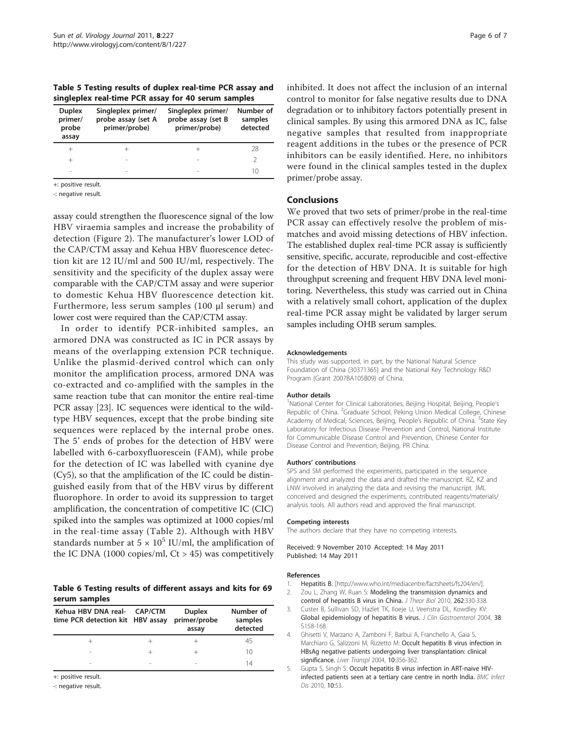**Table 5 Testing results of duplex real-time PCR assay and singleplex real-time PCR assay for 40 serum samples**

| Duplex primer/probe assay | Singleplex primer/probe assay (set A primer/probe) | Singleplex primer/probe assay (set B primer/probe) | Number of samples detected |
|---|---|---|---|
| + | + | + | 28 |
| + | - | - | 2 |
| - | - | - | 10 |

+: positive result.

-: negative result.

assay could strengthen the fluorescence signal of the low HBV viraemia samples and increase the probability of detection (Figure 2). The manufacturer's lower LOD of the CAP/CTM assay and Kehua HBV fluorescence detection kit are 12 IU/ml and 500 IU/ml, respectively. The sensitivity and the specificity of the duplex assay were comparable with the CAP/CTM assay and were superior to domestic Kehua HBV fluorescence detection kit. Furthermore, less serum samples (100 μl serum) and lower cost were required than the CAP/CTM assay.

In order to identify PCR-inhibited samples, an armored DNA was constructed as IC in PCR assays by means of the overlapping extension PCR technique. Unlike the plasmid-derived control which can only monitor the amplification process, armored DNA was co-extracted and co-amplified with the samples in the same reaction tube that can monitor the entire real-time PCR assay [23]. IC sequences were identical to the wild-type HBV sequences, except that the probe binding site sequences were replaced by the internal probe ones. The 5' ends of probes for the detection of HBV were labelled with 6-carboxyfluorescein (FAM), while probe for the detection of IC was labelled with cyanine dye (Cy5), so that the amplification of the IC could be distinguished easily from that of the HBV virus by different fluorophore. In order to avoid its suppression to target amplification, the concentration of competitive IC (CIC) spiked into the samples was optimized at 1000 copies/ml in the real-time assay (Table 2). Although with HBV standards number at $5 \times 10^5$ IU/ml, the amplification of the IC DNA (1000 copies/ml, Ct > 45) was competitively inhibited. It does not affect the inclusion of an internal control to monitor for false negative results due to DNA degradation or to inhibitory factors potentially present in clinical samples. By using this armored DNA as IC, false negative samples that resulted from inappropriate reagent additions in the tubes or the presence of PCR inhibitors can be easily identified. Here, no inhibitors were found in the clinical samples tested in the duplex primer/probe assay.

**Table 6 Testing results of different assays and kits for 69 serum samples**

| Kehua HBV DNA real-time PCR detection kit | CAP/CTM HBV assay | Duplex primer/probe assay | Number of samples detected |
|---|---|---|---|
| + | + | + | 45 |
| - | + | + | 10 |
| - | - | - | 14 |

+: positive result.

-: negative result.

## Conclusions

We proved that two sets of primer/probe in the real-time PCR assay can effectively resolve the problem of mismatches and avoid missing detections of HBV infection. The established duplex real-time PCR assay is sufficiently sensitive, specific, accurate, reproducible and cost-effective for the detection of HBV DNA. It is suitable for high throughput screening and frequent HBV DNA level monitoring. Nevertheless, this study was carried out in China with a relatively small cohort, application of the duplex real-time PCR assay might be validated by larger serum samples including OHB serum samples.

#### Acknowledgements

This study was supported, in part, by the National Natural Science Foundation of China (30371365) and the National Key Technology R&D Program (Grant 2007BA105B09) of China.

#### Author details

[1]National Center for Clinical Laboratories, Beijing Hospital, Beijing, People's Republic of China. [2]Graduate School, Peking Union Medical College, Chinese Academy of Medical, Sciences, Beijing, People's Republic of China. [3]State Key Laboratory for Infectious Disease Prevention and Control, National Institute for Communicable Disease Control and Prevention, Chinese Center for Disease Control and Prevention, Beijing, PR China.

#### Authors' contributions

SPS and SM performed the experiments, participated in the sequence alignment and analyzed the data and drafted the manuscript. RZ, KZ and LNW involved in analyzing the data and revising the manuscript. JML conceived and designed the experiments, contributed reagents/materials/analysis tools. All authors read and approved the final manuscript.

#### Competing interests

The authors declare that they have no competing interests.

Received: 9 November 2010 Accepted: 14 May 2011
Published: 14 May 2011

#### References

1. Hepatitis B. [http://www.who.int/mediacentre/factsheets/fs204/en/].
2. Zou L, Zhang W, Ruan S: **Modeling the transmission dynamics and control of hepatitis B virus in China.** *J Theor Biol* 2010, **262**:330-338.
3. Custer B, Sullivan SD, Hazlet TK, Iloeje U, Veenstra DL, Kowdley KV: **Global epidemiology of hepatitis B virus.** *J Clin Gastroenterol* 2004, **38**: S158-168.
4. Ghisetti V, Marzano A, Zamboni F, Barbui A, Franchello A, Gaia S, Marchiaro G, Salizzoni M, Rizzetto M: **Occult hepatitis B virus infection in HBsAg negative patients undergoing liver transplantation: clinical significance.** *Liver Transpl* 2004, **10**:356-362.
5. Gupta S, Singh S: **Occult hepatitis B virus infection in ART-naive HIV-infected patients seen at a tertiary care centre in north India.** *BMC Infect Dis* 2010, **10**:53.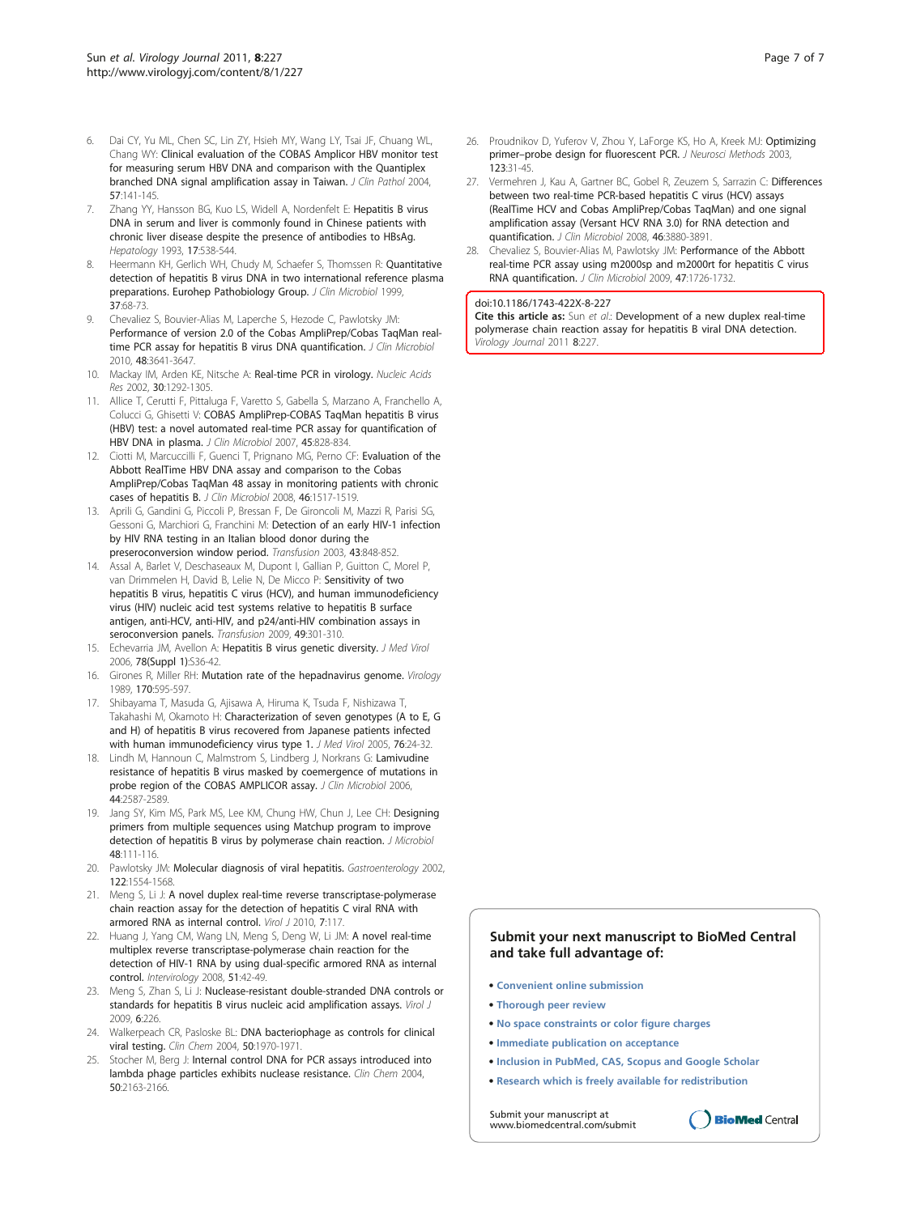6. Dai CY, Yu ML, Chen SC, Lin ZY, Hsieh MY, Wang LY, Tsai JF, Chuang WL, Chang WY: **Clinical evaluation of the COBAS Amplicor HBV monitor test for measuring serum HBV DNA and comparison with the Quantiplex branched DNA signal amplification assay in Taiwan.** *J Clin Pathol* 2004, **57**:141-145.
7. Zhang YY, Hansson BG, Kuo LS, Widell A, Nordenfelt E: **Hepatitis B virus DNA in serum and liver is commonly found in Chinese patients with chronic liver disease despite the presence of antibodies to HBsAg.** *Hepatology* 1993, **17**:538-544.
8. Heermann KH, Gerlich WH, Chudy M, Schaefer S, Thomssen R: **Quantitative detection of hepatitis B virus DNA in two international reference plasma preparations. Eurohep Pathobiology Group.** *J Clin Microbiol* 1999, **37**:68-73.
9. Chevaliez S, Bouvier-Alias M, Laperche S, Hezode C, Pawlotsky JM: **Performance of version 2.0 of the Cobas AmpliPrep/Cobas TaqMan real-time PCR assay for hepatitis B virus DNA quantification.** *J Clin Microbiol* 2010, **48**:3641-3647.
10. Mackay IM, Arden KE, Nitsche A: **Real-time PCR in virology.** *Nucleic Acids Res* 2002, **30**:1292-1305.
11. Allice T, Cerutti F, Pittaluga F, Varetto S, Gabella S, Marzano A, Franchello A, Colucci G, Ghisetti V: **COBAS AmpliPrep-COBAS TaqMan hepatitis B virus (HBV) test: a novel automated real-time PCR assay for quantification of HBV DNA in plasma.** *J Clin Microbiol* 2007, **45**:828-834.
12. Ciotti M, Marcuccilli F, Guenci T, Prignano MG, Perno CF: **Evaluation of the Abbott RealTime HBV DNA assay and comparison to the Cobas AmpliPrep/Cobas TaqMan 48 assay in monitoring patients with chronic cases of hepatitis B.** *J Clin Microbiol* 2008, **46**:1517-1519.
13. Aprili G, Gandini G, Piccoli P, Bressan F, De Gironcoli M, Mazzi R, Parisi SG, Gessoni G, Marchiori G, Franchini M: **Detection of an early HIV-1 infection by HIV RNA testing in an Italian blood donor during the preseroconversion window period.** *Transfusion* 2003, **43**:848-852.
14. Assal A, Barlet V, Deschaseaux M, Dupont I, Gallian P, Guitton C, Morel P, van Drimmelen H, David B, Lelie N, De Micco P: **Sensitivity of two hepatitis B virus, hepatitis C virus (HCV), and human immunodeficiency virus (HIV) nucleic acid test systems relative to hepatitis B surface antigen, anti-HCV, anti-HIV, and p24/anti-HIV combination assays in seroconversion panels.** *Transfusion* 2009, **49**:301-310.
15. Echevarria JM, Avellon A: **Hepatitis B virus genetic diversity.** *J Med Virol* 2006, **78(Suppl 1)**:S36-42.
16. Girones R, Miller RH: **Mutation rate of the hepadnavirus genome.** *Virology* 1989, **170**:595-597.
17. Shibayama T, Masuda G, Ajisawa A, Hiruma K, Tsuda F, Nishizawa T, Takahashi M, Okamoto H: **Characterization of seven genotypes (A to E, G and H) of hepatitis B virus recovered from Japanese patients infected with human immunodeficiency virus type 1.** *J Med Virol* 2005, **76**:24-32.
18. Lindh M, Hannoun C, Malmstrom S, Lindberg J, Norkrans G: **Lamivudine resistance of hepatitis B virus masked by coemergence of mutations in probe region of the COBAS AMPLICOR assay.** *J Clin Microbiol* 2006, **44**:2587-2589.
19. Jang SY, Kim MS, Park MS, Lee KM, Chung HW, Chun J, Lee CH: **Designing primers from multiple sequences using Matchup program to improve detection of hepatitis B virus by polymerase chain reaction.** *J Microbiol* **48**:111-116.
20. Pawlotsky JM: **Molecular diagnosis of viral hepatitis.** *Gastroenterology* 2002, **122**:1554-1568.
21. Meng S, Li J: **A novel duplex real-time reverse transcriptase-polymerase chain reaction assay for the detection of hepatitis C viral RNA with armored RNA as internal control.** *Virol J* 2010, **7**:117.
22. Huang J, Yang CM, Wang LN, Meng S, Deng W, Li JM: **A novel real-time multiplex reverse transcriptase-polymerase chain reaction for the detection of HIV-1 RNA by using dual-specific armored RNA as internal control.** *Intervirology* 2008, **51**:42-49.
23. Meng S, Zhan S, Li J: **Nuclease-resistant double-stranded DNA controls or standards for hepatitis B virus nucleic acid amplification assays.** *Virol J* 2009, **6**:226.
24. Walkerpeach CR, Pasloske BL: **DNA bacteriophage as controls for clinical viral testing.** *Clin Chem* 2004, **50**:1970-1971.
25. Stocher M, Berg J: **Internal control DNA for PCR assays introduced into lambda phage particles exhibits nuclease resistance.** *Clin Chem* 2004, **50**:2163-2166.
26. Proudnikov D, Yuferov V, Zhou Y, LaForge KS, Ho A, Kreek MJ: **Optimizing primer–probe design for fluorescent PCR.** *J Neurosci Methods* 2003, **123**:31-45.
27. Vermehren J, Kau A, Gartner BC, Gobel R, Zeuzem S, Sarrazin C: **Differences between two real-time PCR-based hepatitis C virus (HCV) assays (RealTime HCV and Cobas AmpliPrep/Cobas TaqMan) and one signal amplification assay (Versant HCV RNA 3.0) for RNA detection and quantification.** *J Clin Microbiol* 2008, **46**:3880-3891.
28. Chevaliez S, Bouvier-Alias M, Pawlotsky JM: **Performance of the Abbott real-time PCR assay using m2000sp and m2000rt for hepatitis C virus RNA quantification.** *J Clin Microbiol* 2009, **47**:1726-1732.

doi:10.1186/1743-422X-8-227

**Cite this article as:** Sun *et al.*: Development of a new duplex real-time polymerase chain reaction assay for hepatitis B viral DNA detection. *Virology Journal* 2011 **8**:227.

**Submit your next manuscript to BioMed Central and take full advantage of:**

- Convenient online submission
- Thorough peer review
- No space constraints or color figure charges
- Immediate publication on acceptance
- Inclusion in PubMed, CAS, Scopus and Google Scholar
- Research which is freely available for redistribution

Submit your manuscript at
www.biomedcentral.com/submit

BioMed Central